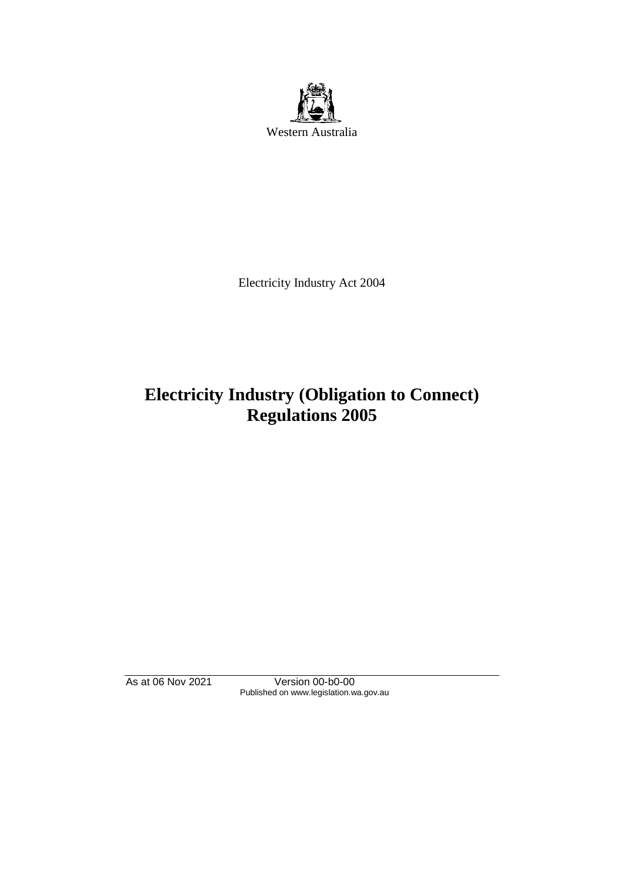Western Australia

Electricity Industry Act 2004

# Electricity Industry (Obligation to Connect) Regulations 2005

As at 06 Nov 2021 Version 00-b0-00
Published on www.legislation.wa.gov.au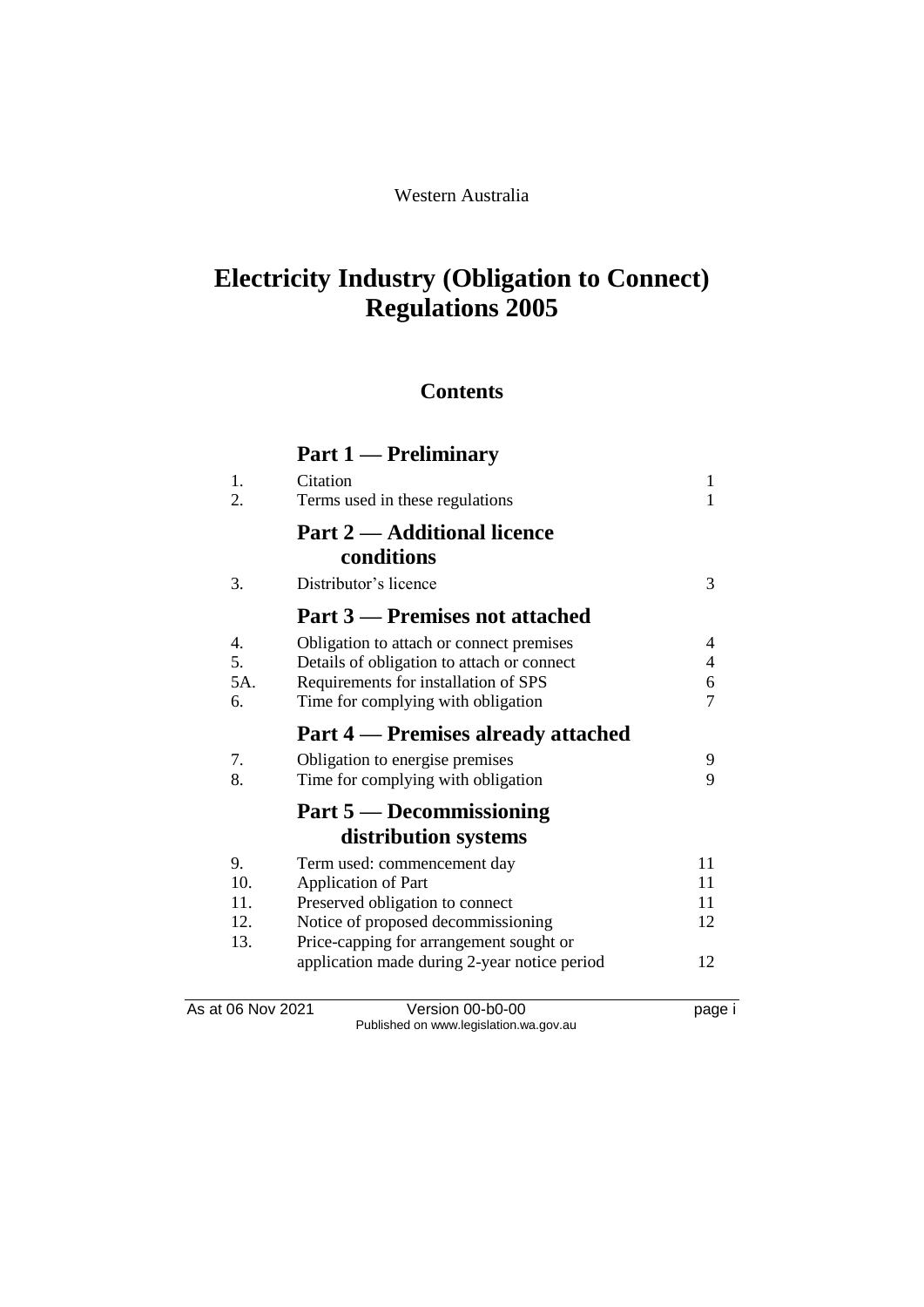Western Australia

# Electricity Industry (Obligation to Connect) Regulations 2005

## Contents

### Part 1 — Preliminary

| | | |
|---|---|---|
| 1. | Citation | 1 |
| 2. | Terms used in these regulations | 1 |

### Part 2 — Additional licence conditions

| | | |
|---|---|---|
| 3. | Distributor's licence | 3 |

### Part 3 — Premises not attached

| | | |
|---|---|---|
| 4. | Obligation to attach or connect premises | 4 |
| 5. | Details of obligation to attach or connect | 4 |
| 5A. | Requirements for installation of SPS | 6 |
| 6. | Time for complying with obligation | 7 |

### Part 4 — Premises already attached

| | | |
|---|---|---|
| 7. | Obligation to energise premises | 9 |
| 8. | Time for complying with obligation | 9 |

### Part 5 — Decommissioning distribution systems

| | | |
|---|---|---|
| 9. | Term used: commencement day | 11 |
| 10. | Application of Part | 11 |
| 11. | Preserved obligation to connect | 11 |
| 12. | Notice of proposed decommissioning | 12 |
| 13. | Price-capping for arrangement sought or application made during 2-year notice period | 12 |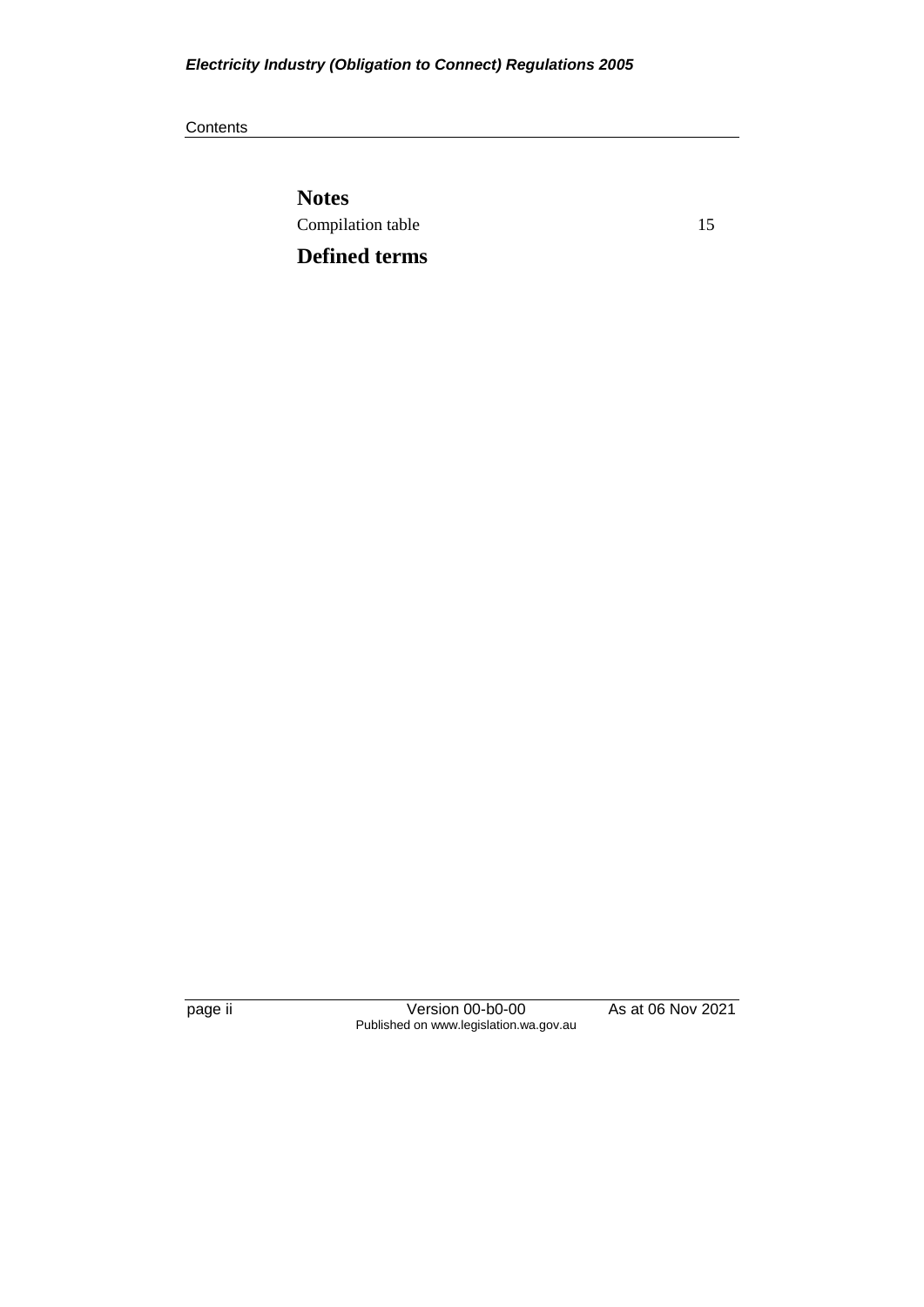**Notes**

Compilation table 15

**Defined terms**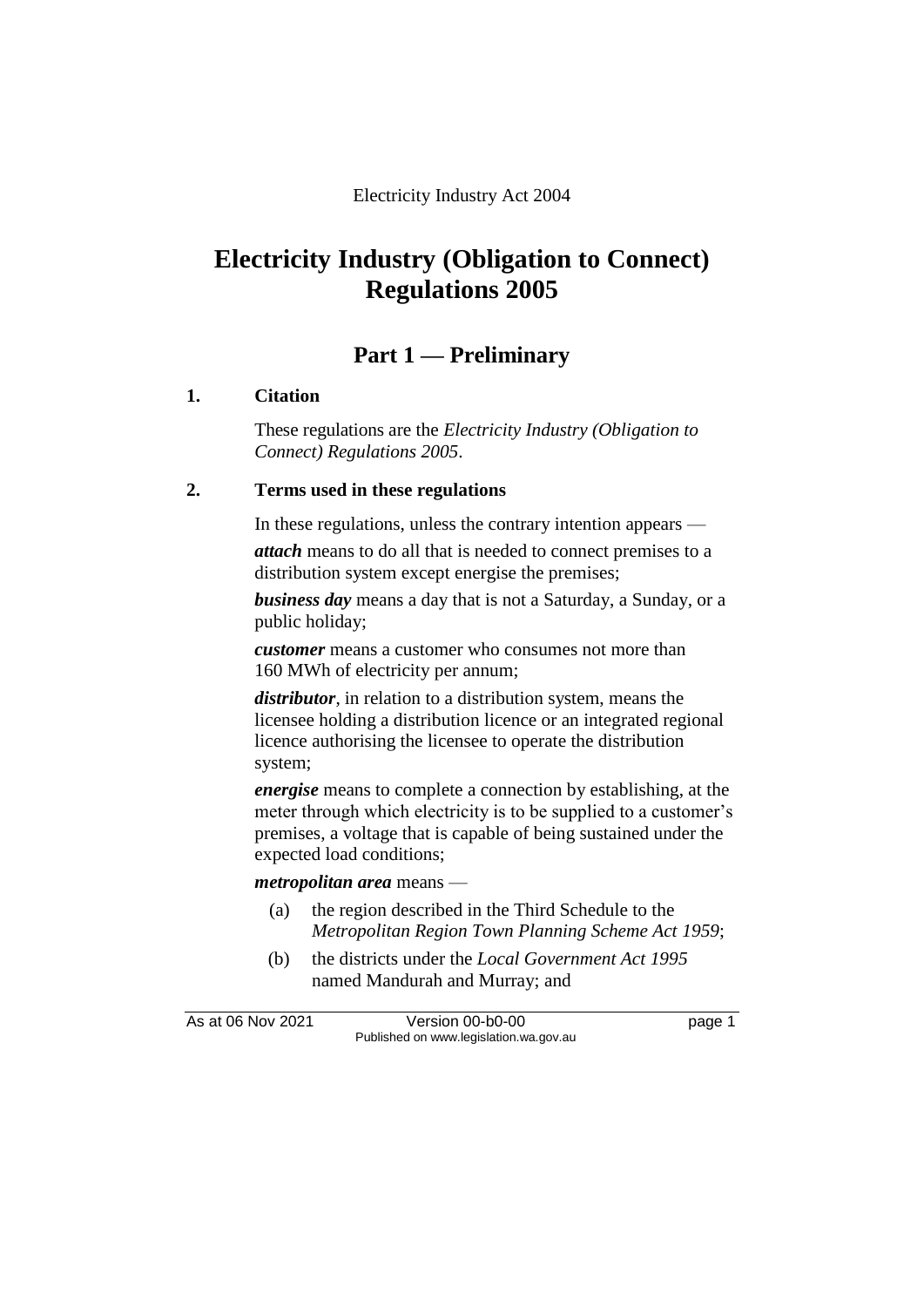Electricity Industry Act 2004

# Electricity Industry (Obligation to Connect) Regulations 2005

## Part 1 — Preliminary

### 1. Citation

These regulations are the *Electricity Industry (Obligation to Connect) Regulations 2005*.

### 2. Terms used in these regulations

In these regulations, unless the contrary intention appears —

***attach*** means to do all that is needed to connect premises to a distribution system except energise the premises;

***business day*** means a day that is not a Saturday, a Sunday, or a public holiday;

***customer*** means a customer who consumes not more than 160 MWh of electricity per annum;

***distributor***, in relation to a distribution system, means the licensee holding a distribution licence or an integrated regional licence authorising the licensee to operate the distribution system;

***energise*** means to complete a connection by establishing, at the meter through which electricity is to be supplied to a customer's premises, a voltage that is capable of being sustained under the expected load conditions;

***metropolitan area*** means —

(a) the region described in the Third Schedule to the *Metropolitan Region Town Planning Scheme Act 1959*;

(b) the districts under the *Local Government Act 1995* named Mandurah and Murray; and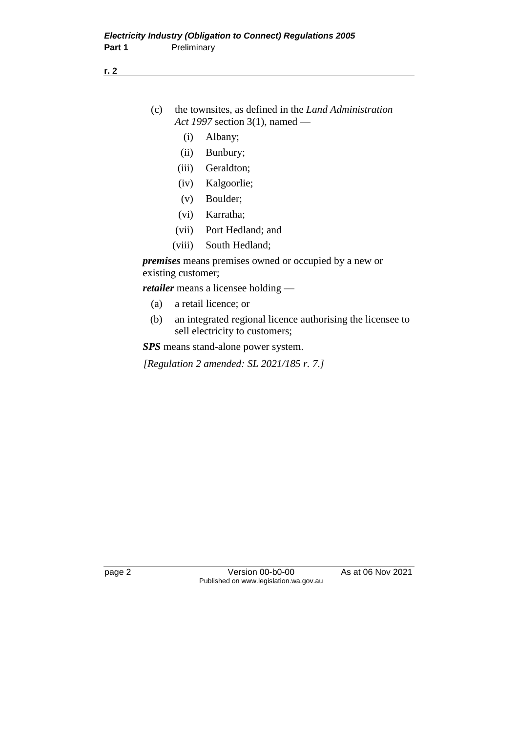(c) the townsites, as defined in the *Land Administration Act 1997* section 3(1), named —

  (i) Albany;

  (ii) Bunbury;

  (iii) Geraldton;

  (iv) Kalgoorlie;

  (v) Boulder;

  (vi) Karratha;

  (vii) Port Hedland; and

  (viii) South Hedland;

***premises*** means premises owned or occupied by a new or existing customer;

***retailer*** means a licensee holding —

(a) a retail licence; or

(b) an integrated regional licence authorising the licensee to sell electricity to customers;

***SPS*** means stand-alone power system.

*[Regulation 2 amended: SL 2021/185 r. 7.]*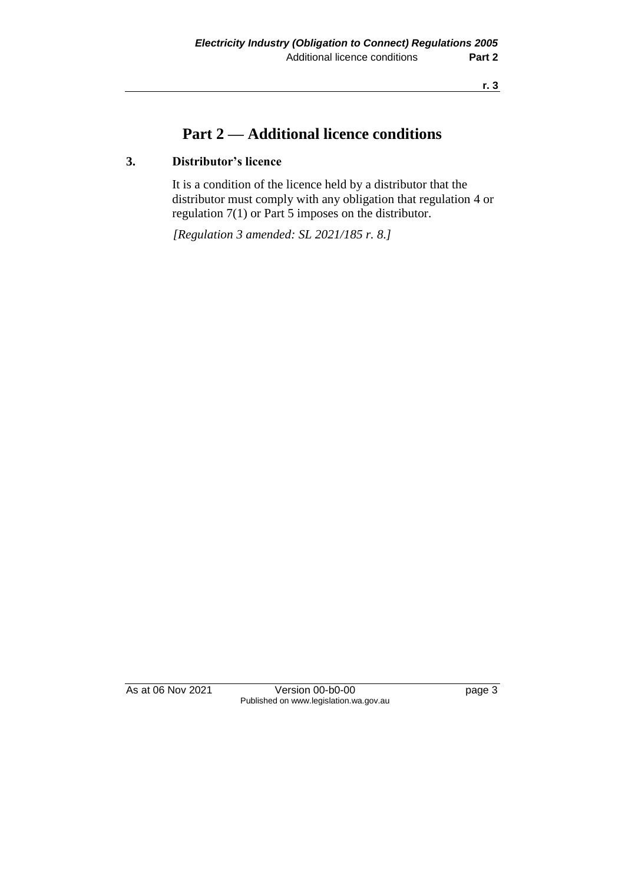# Part 2 — Additional licence conditions

## 3. Distributor's licence

It is a condition of the licence held by a distributor that the distributor must comply with any obligation that regulation 4 or regulation 7(1) or Part 5 imposes on the distributor.

*[Regulation 3 amended: SL 2021/185 r. 8.]*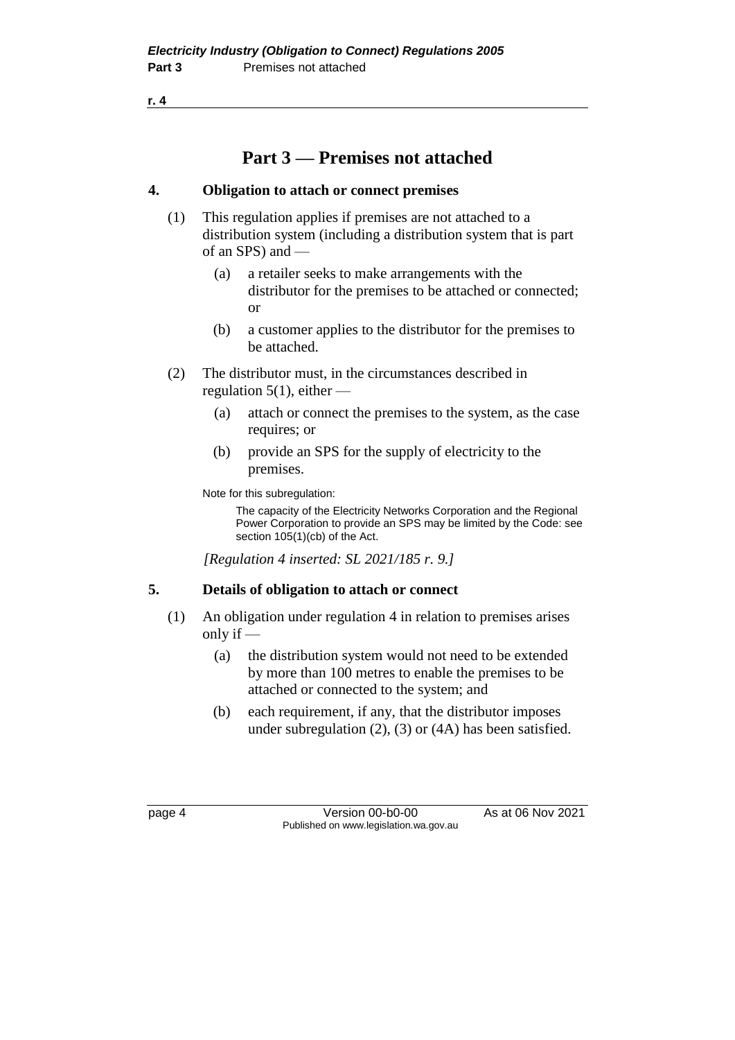# Part 3 — Premises not attached

## 4. Obligation to attach or connect premises

(1) This regulation applies if premises are not attached to a distribution system (including a distribution system that is part of an SPS) and —

- (a) a retailer seeks to make arrangements with the distributor for the premises to be attached or connected; or
- (b) a customer applies to the distributor for the premises to be attached.

(2) The distributor must, in the circumstances described in regulation 5(1), either —

- (a) attach or connect the premises to the system, as the case requires; or
- (b) provide an SPS for the supply of electricity to the premises.

Note for this subregulation:

The capacity of the Electricity Networks Corporation and the Regional Power Corporation to provide an SPS may be limited by the Code: see section 105(1)(cb) of the Act.

*[Regulation 4 inserted: SL 2021/185 r. 9.]*

## 5. Details of obligation to attach or connect

(1) An obligation under regulation 4 in relation to premises arises only if —

- (a) the distribution system would not need to be extended by more than 100 metres to enable the premises to be attached or connected to the system; and
- (b) each requirement, if any, that the distributor imposes under subregulation (2), (3) or (4A) has been satisfied.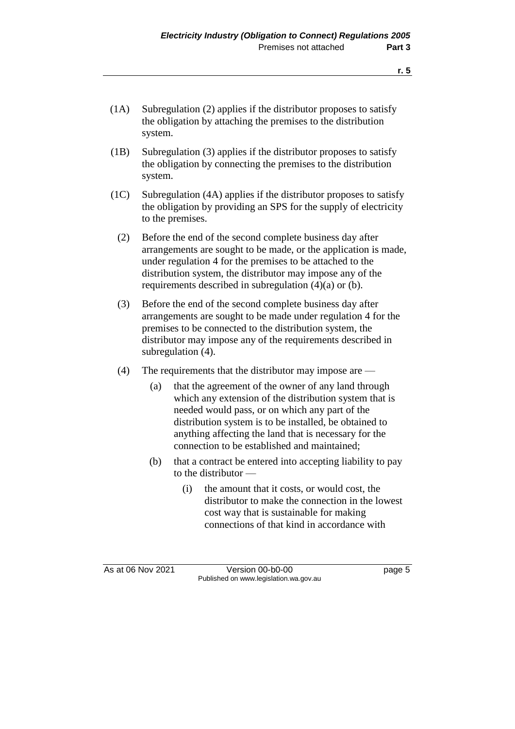(1A) Subregulation (2) applies if the distributor proposes to satisfy the obligation by attaching the premises to the distribution system.

(1B) Subregulation (3) applies if the distributor proposes to satisfy the obligation by connecting the premises to the distribution system.

(1C) Subregulation (4A) applies if the distributor proposes to satisfy the obligation by providing an SPS for the supply of electricity to the premises.

(2) Before the end of the second complete business day after arrangements are sought to be made, or the application is made, under regulation 4 for the premises to be attached to the distribution system, the distributor may impose any of the requirements described in subregulation (4)(a) or (b).

(3) Before the end of the second complete business day after arrangements are sought to be made under regulation 4 for the premises to be connected to the distribution system, the distributor may impose any of the requirements described in subregulation (4).

(4) The requirements that the distributor may impose are —

(a) that the agreement of the owner of any land through which any extension of the distribution system that is needed would pass, or on which any part of the distribution system is to be installed, be obtained to anything affecting the land that is necessary for the connection to be established and maintained;

(b) that a contract be entered into accepting liability to pay to the distributor —

(i) the amount that it costs, or would cost, the distributor to make the connection in the lowest cost way that is sustainable for making connections of that kind in accordance with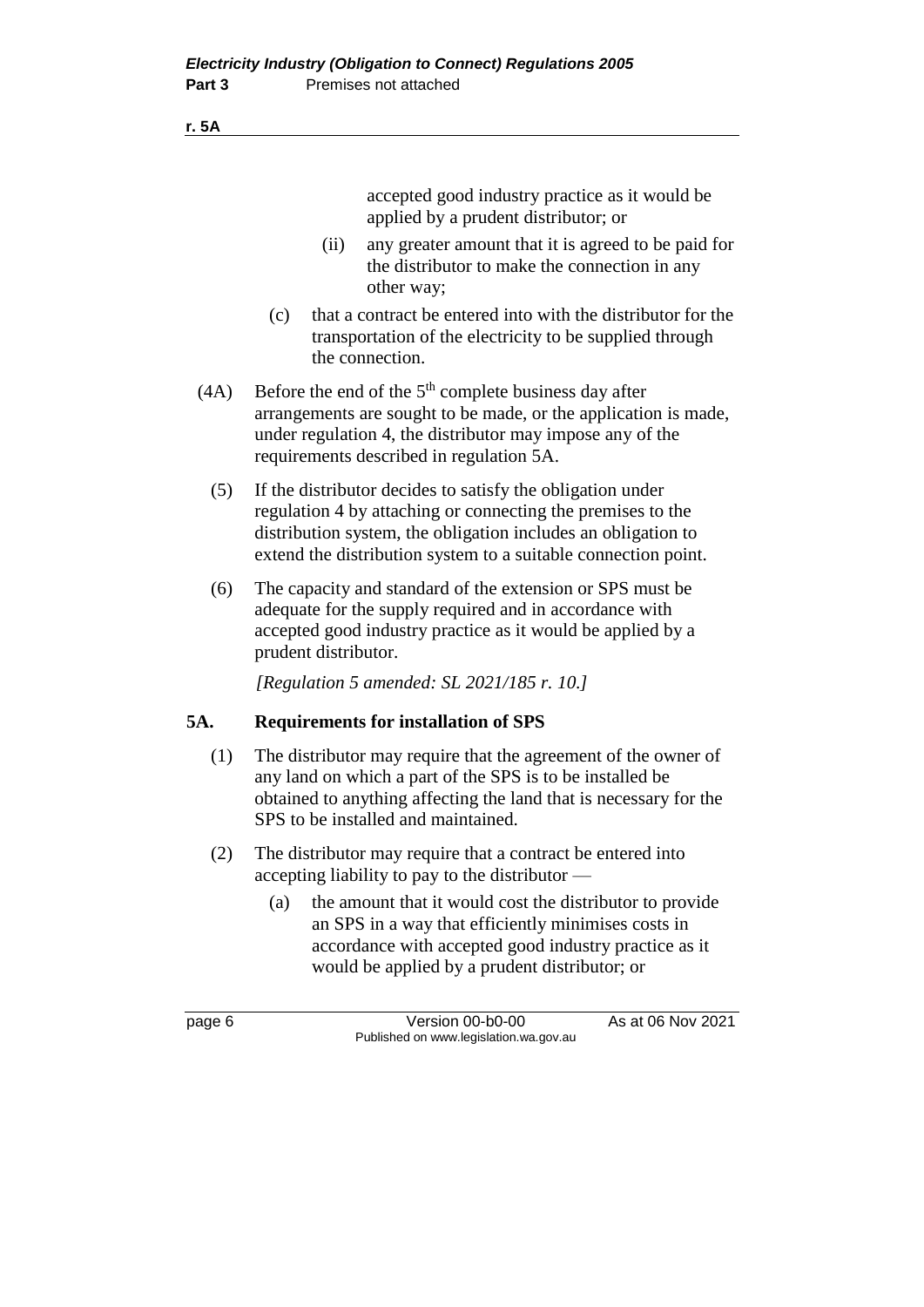accepted good industry practice as it would be applied by a prudent distributor; or

(ii) any greater amount that it is agreed to be paid for the distributor to make the connection in any other way;

(c) that a contract be entered into with the distributor for the transportation of the electricity to be supplied through the connection.

(4A) Before the end of the 5th complete business day after arrangements are sought to be made, or the application is made, under regulation 4, the distributor may impose any of the requirements described in regulation 5A.

(5) If the distributor decides to satisfy the obligation under regulation 4 by attaching or connecting the premises to the distribution system, the obligation includes an obligation to extend the distribution system to a suitable connection point.

(6) The capacity and standard of the extension or SPS must be adequate for the supply required and in accordance with accepted good industry practice as it would be applied by a prudent distributor.

*[Regulation 5 amended: SL 2021/185 r. 10.]*

### 5A. Requirements for installation of SPS

(1) The distributor may require that the agreement of the owner of any land on which a part of the SPS is to be installed be obtained to anything affecting the land that is necessary for the SPS to be installed and maintained.

(2) The distributor may require that a contract be entered into accepting liability to pay to the distributor —

(a) the amount that it would cost the distributor to provide an SPS in a way that efficiently minimises costs in accordance with accepted good industry practice as it would be applied by a prudent distributor; or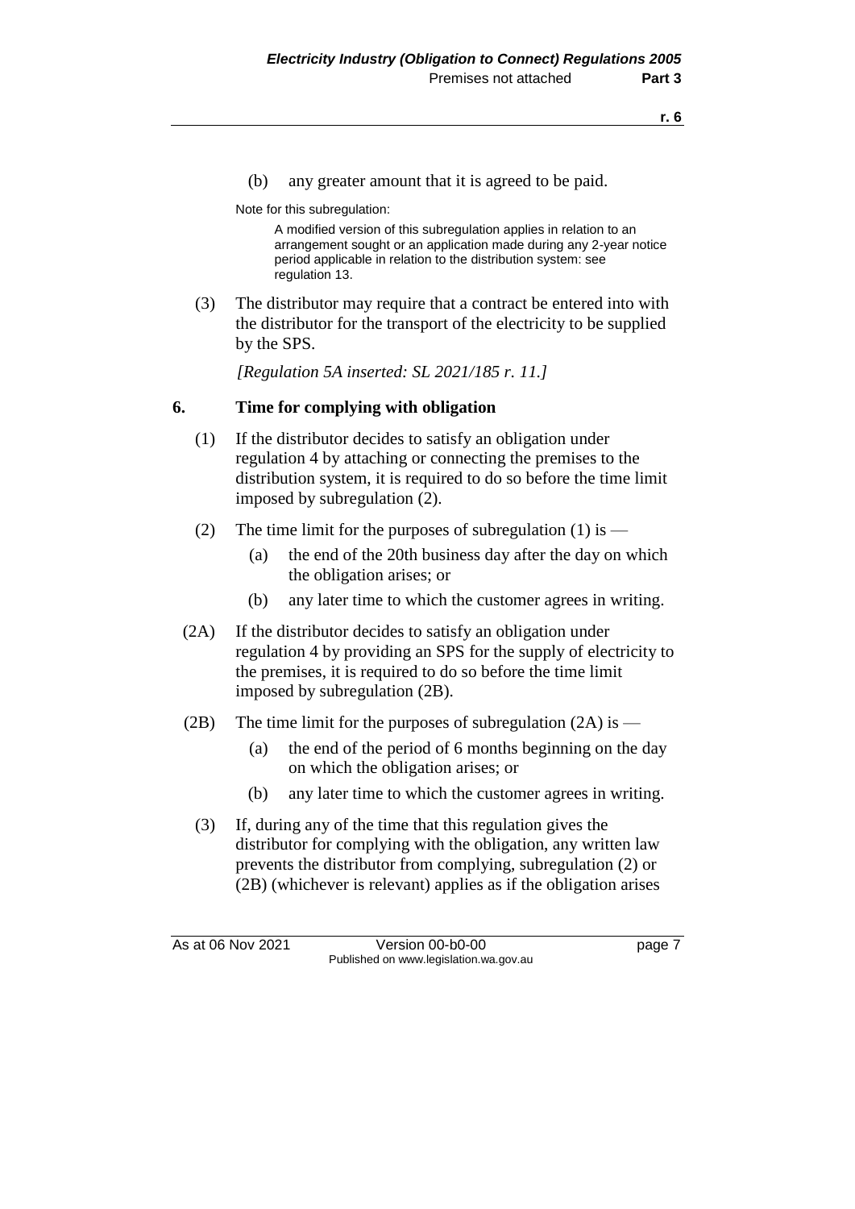(b) any greater amount that it is agreed to be paid.

Note for this subregulation:

A modified version of this subregulation applies in relation to an arrangement sought or an application made during any 2-year notice period applicable in relation to the distribution system: see regulation 13.

(3) The distributor may require that a contract be entered into with the distributor for the transport of the electricity to be supplied by the SPS.

*[Regulation 5A inserted: SL 2021/185 r. 11.]*

## 6. Time for complying with obligation

(1) If the distributor decides to satisfy an obligation under regulation 4 by attaching or connecting the premises to the distribution system, it is required to do so before the time limit imposed by subregulation (2).

(2) The time limit for the purposes of subregulation (1) is —

(a) the end of the 20th business day after the day on which the obligation arises; or

(b) any later time to which the customer agrees in writing.

(2A) If the distributor decides to satisfy an obligation under regulation 4 by providing an SPS for the supply of electricity to the premises, it is required to do so before the time limit imposed by subregulation (2B).

(2B) The time limit for the purposes of subregulation (2A) is —

(a) the end of the period of 6 months beginning on the day on which the obligation arises; or

(b) any later time to which the customer agrees in writing.

(3) If, during any of the time that this regulation gives the distributor for complying with the obligation, any written law prevents the distributor from complying, subregulation (2) or (2B) (whichever is relevant) applies as if the obligation arises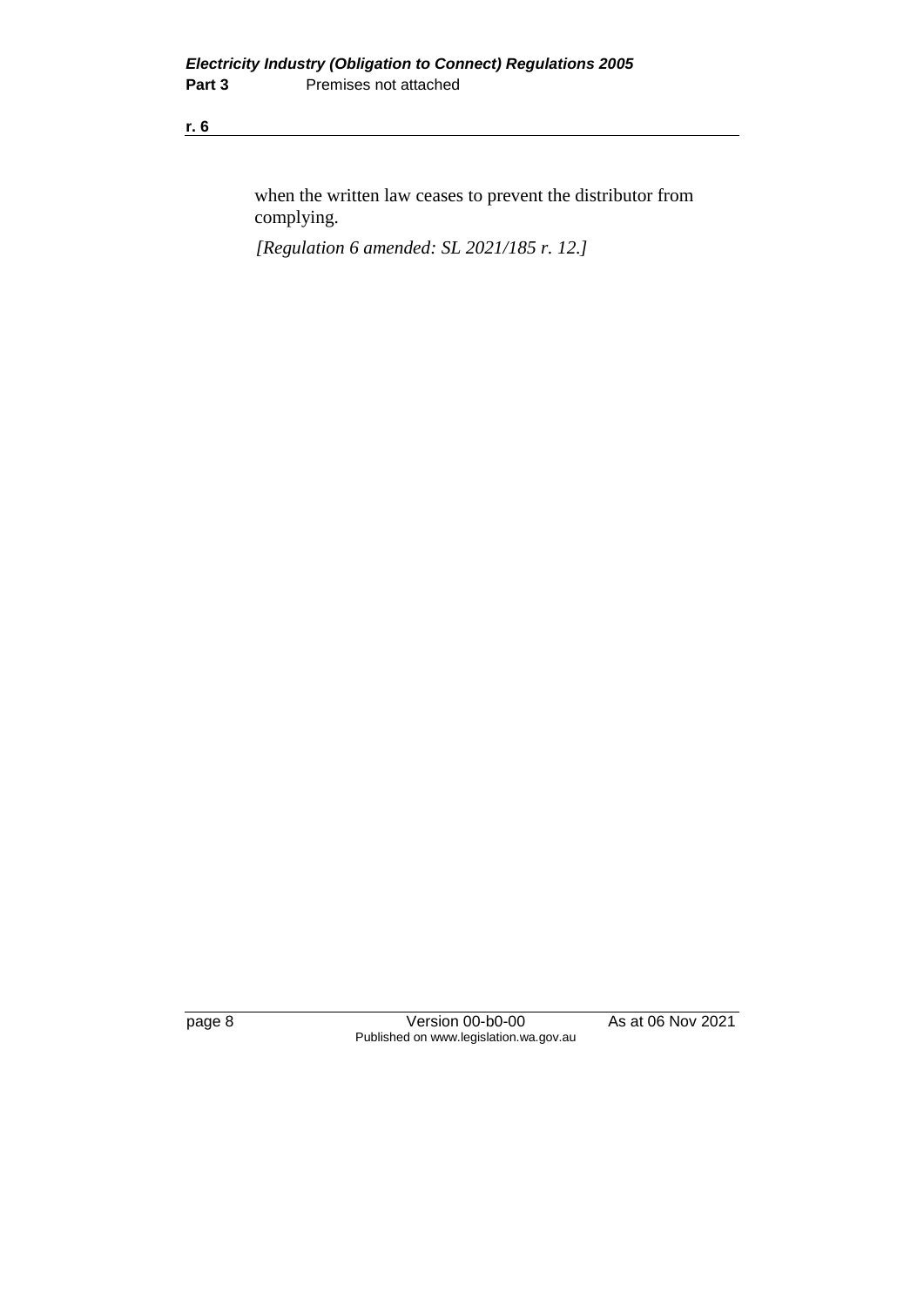when the written law ceases to prevent the distributor from complying.

*[Regulation 6 amended: SL 2021/185 r. 12.]*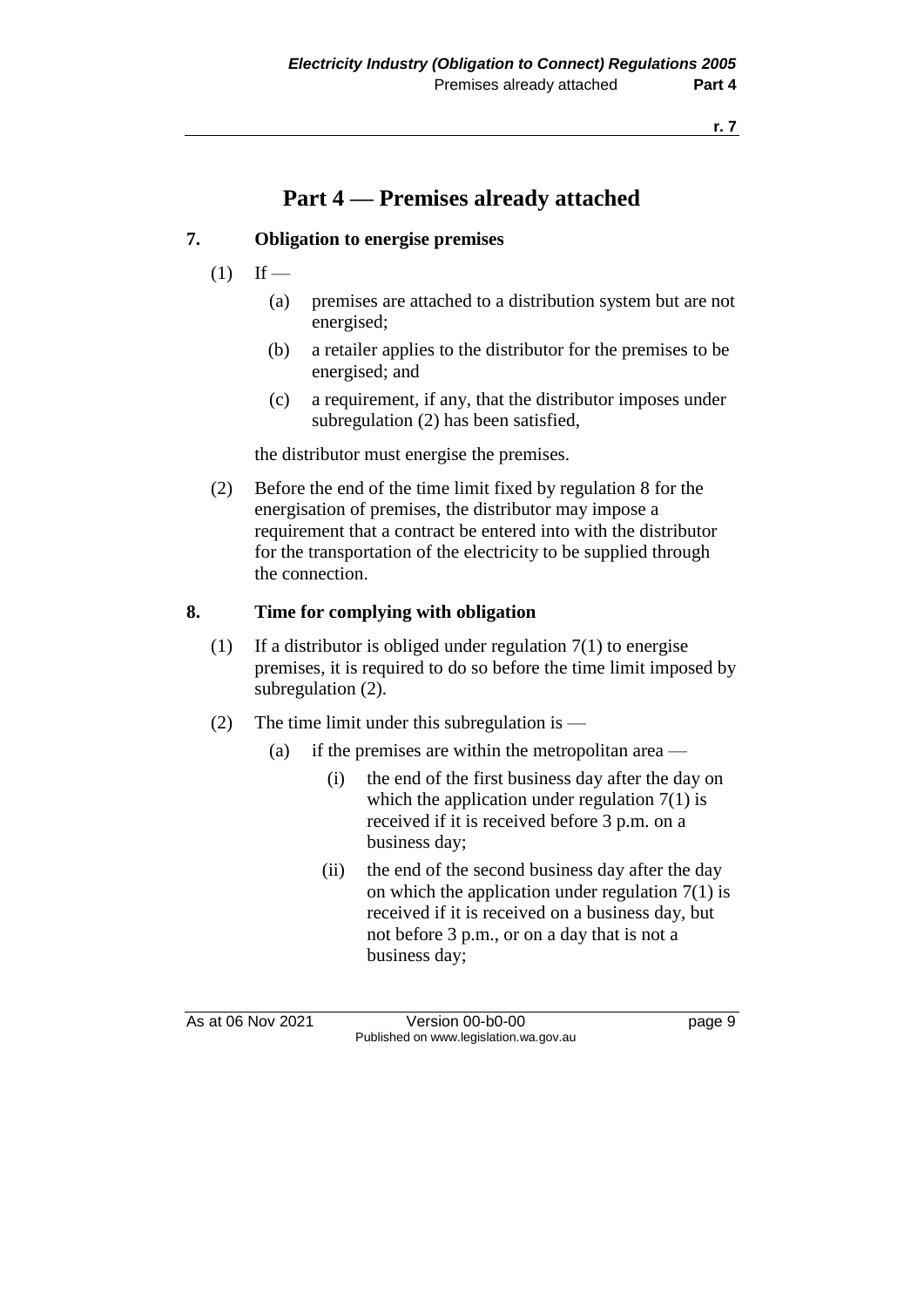# Part 4 — Premises already attached

## 7. Obligation to energise premises

(1) If —

(a) premises are attached to a distribution system but are not energised;

(b) a retailer applies to the distributor for the premises to be energised; and

(c) a requirement, if any, that the distributor imposes under subregulation (2) has been satisfied,

the distributor must energise the premises.

(2) Before the end of the time limit fixed by regulation 8 for the energisation of premises, the distributor may impose a requirement that a contract be entered into with the distributor for the transportation of the electricity to be supplied through the connection.

## 8. Time for complying with obligation

(1) If a distributor is obliged under regulation 7(1) to energise premises, it is required to do so before the time limit imposed by subregulation (2).

(2) The time limit under this subregulation is —

(a) if the premises are within the metropolitan area —

(i) the end of the first business day after the day on which the application under regulation 7(1) is received if it is received before 3 p.m. on a business day;

(ii) the end of the second business day after the day on which the application under regulation 7(1) is received if it is received on a business day, but not before 3 p.m., or on a day that is not a business day;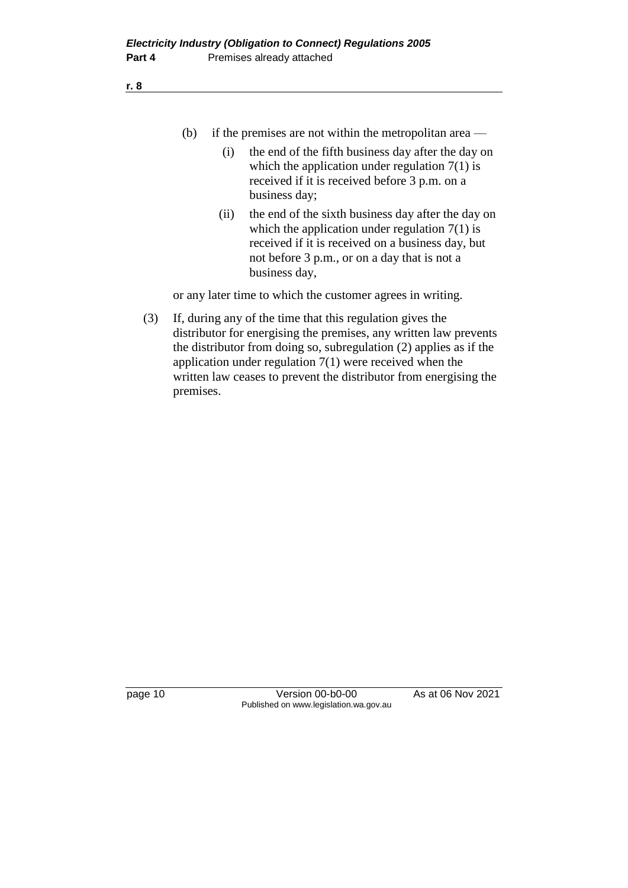(b) if the premises are not within the metropolitan area —

  (i) the end of the fifth business day after the day on which the application under regulation 7(1) is received if it is received before 3 p.m. on a business day;

  (ii) the end of the sixth business day after the day on which the application under regulation 7(1) is received if it is received on a business day, but not before 3 p.m., or on a day that is not a business day,

or any later time to which the customer agrees in writing.

(3) If, during any of the time that this regulation gives the distributor for energising the premises, any written law prevents the distributor from doing so, subregulation (2) applies as if the application under regulation 7(1) were received when the written law ceases to prevent the distributor from energising the premises.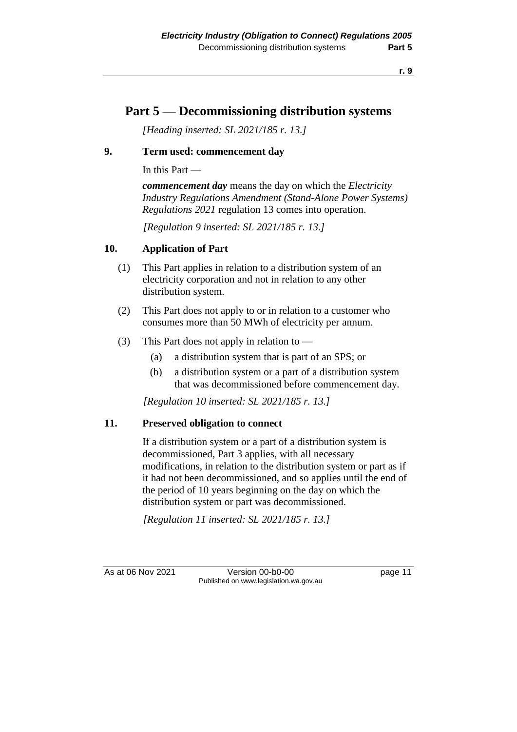# Part 5 — Decommissioning distribution systems

*[Heading inserted: SL 2021/185 r. 13.]*

### 9. Term used: commencement day

In this Part —

***commencement day*** means the day on which the *Electricity Industry Regulations Amendment (Stand-Alone Power Systems) Regulations 2021* regulation 13 comes into operation.

*[Regulation 9 inserted: SL 2021/185 r. 13.]*

### 10. Application of Part

(1) This Part applies in relation to a distribution system of an electricity corporation and not in relation to any other distribution system.

(2) This Part does not apply to or in relation to a customer who consumes more than 50 MWh of electricity per annum.

(3) This Part does not apply in relation to —

- (a) a distribution system that is part of an SPS; or
- (b) a distribution system or a part of a distribution system that was decommissioned before commencement day.

*[Regulation 10 inserted: SL 2021/185 r. 13.]*

### 11. Preserved obligation to connect

If a distribution system or a part of a distribution system is decommissioned, Part 3 applies, with all necessary modifications, in relation to the distribution system or part as if it had not been decommissioned, and so applies until the end of the period of 10 years beginning on the day on which the distribution system or part was decommissioned.

*[Regulation 11 inserted: SL 2021/185 r. 13.]*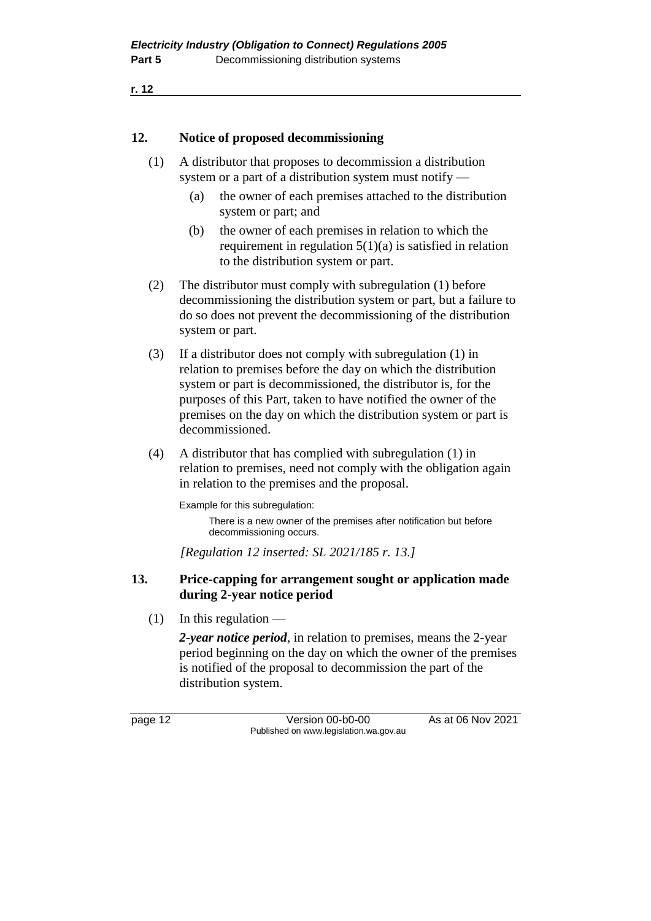## 12. Notice of proposed decommissioning

(1) A distributor that proposes to decommission a distribution system or a part of a distribution system must notify —

(a) the owner of each premises attached to the distribution system or part; and

(b) the owner of each premises in relation to which the requirement in regulation 5(1)(a) is satisfied in relation to the distribution system or part.

(2) The distributor must comply with subregulation (1) before decommissioning the distribution system or part, but a failure to do so does not prevent the decommissioning of the distribution system or part.

(3) If a distributor does not comply with subregulation (1) in relation to premises before the day on which the distribution system or part is decommissioned, the distributor is, for the purposes of this Part, taken to have notified the owner of the premises on the day on which the distribution system or part is decommissioned.

(4) A distributor that has complied with subregulation (1) in relation to premises, need not comply with the obligation again in relation to the premises and the proposal.

Example for this subregulation:

There is a new owner of the premises after notification but before decommissioning occurs.

*[Regulation 12 inserted: SL 2021/185 r. 13.]*

## 13. Price-capping for arrangement sought or application made during 2-year notice period

(1) In this regulation —

***2-year notice period***, in relation to premises, means the 2-year period beginning on the day on which the owner of the premises is notified of the proposal to decommission the part of the distribution system.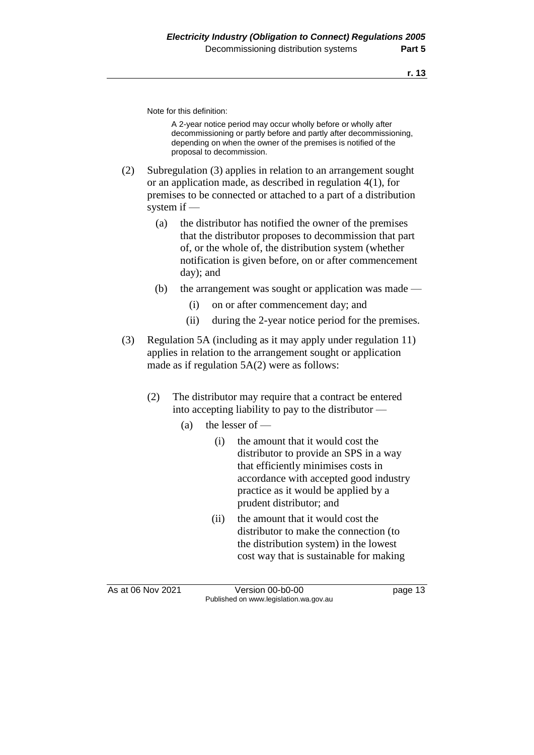Note for this definition:

A 2-year notice period may occur wholly before or wholly after decommissioning or partly before and partly after decommissioning, depending on when the owner of the premises is notified of the proposal to decommission.

(2) Subregulation (3) applies in relation to an arrangement sought or an application made, as described in regulation 4(1), for premises to be connected or attached to a part of a distribution system if —

(a) the distributor has notified the owner of the premises that the distributor proposes to decommission that part of, or the whole of, the distribution system (whether notification is given before, on or after commencement day); and

(b) the arrangement was sought or application was made —

(i) on or after commencement day; and

(ii) during the 2-year notice period for the premises.

(3) Regulation 5A (including as it may apply under regulation 11) applies in relation to the arrangement sought or application made as if regulation 5A(2) were as follows:

(2) The distributor may require that a contract be entered into accepting liability to pay to the distributor —

(a) the lesser of —

(i) the amount that it would cost the distributor to provide an SPS in a way that efficiently minimises costs in accordance with accepted good industry practice as it would be applied by a prudent distributor; and

(ii) the amount that it would cost the distributor to make the connection (to the distribution system) in the lowest cost way that is sustainable for making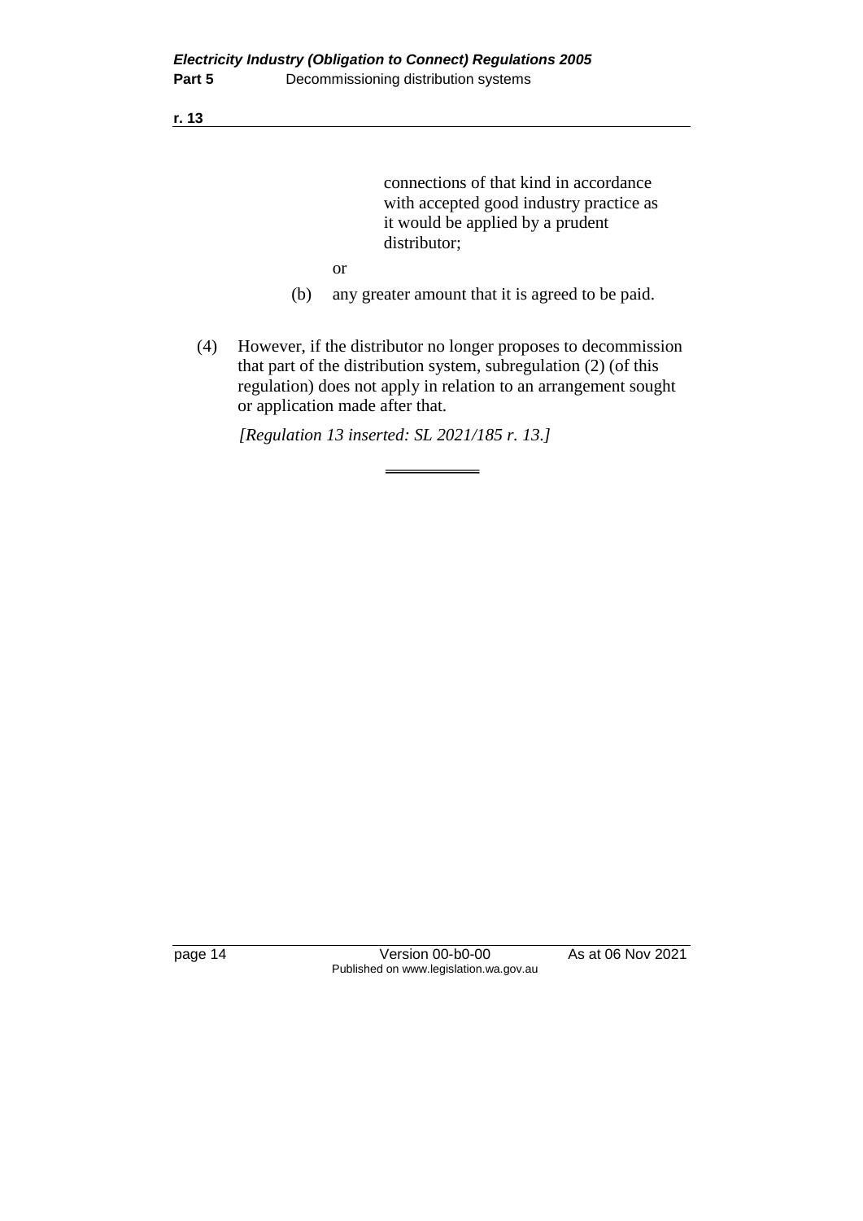connections of that kind in accordance with accepted good industry practice as it would be applied by a prudent distributor;

or

(b) any greater amount that it is agreed to be paid.

(4) However, if the distributor no longer proposes to decommission that part of the distribution system, subregulation (2) (of this regulation) does not apply in relation to an arrangement sought or application made after that.

*[Regulation 13 inserted: SL 2021/185 r. 13.]*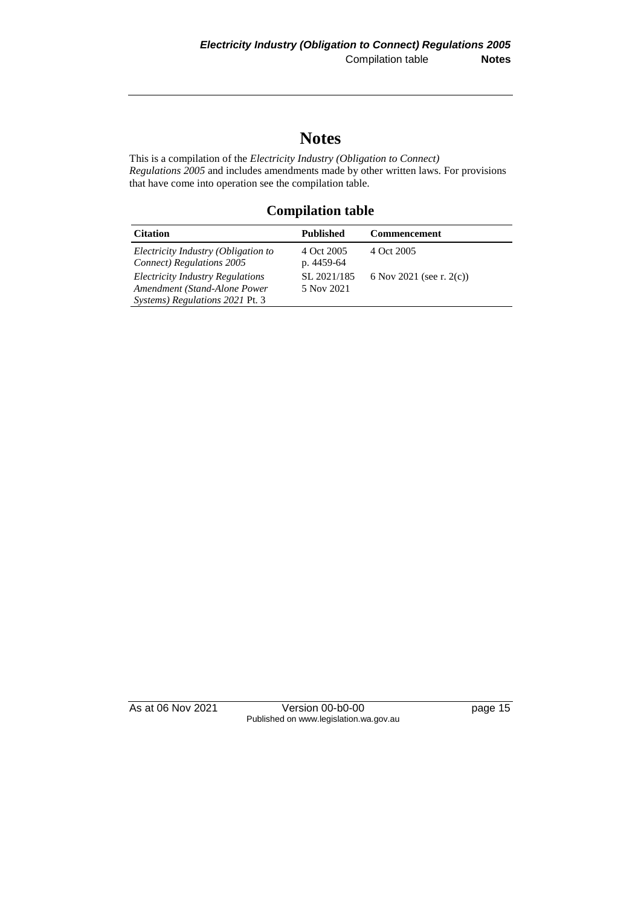# Notes

This is a compilation of the *Electricity Industry (Obligation to Connect) Regulations 2005* and includes amendments made by other written laws. For provisions that have come into operation see the compilation table.

## Compilation table

| Citation | Published | Commencement |
|---|---|---|
| *Electricity Industry (Obligation to Connect) Regulations 2005* | 4 Oct 2005 p. 4459-64 | 4 Oct 2005 |
| *Electricity Industry Regulations Amendment (Stand-Alone Power Systems) Regulations 2021* Pt. 3 | SL 2021/185 5 Nov 2021 | 6 Nov 2021 (see r. 2(c)) |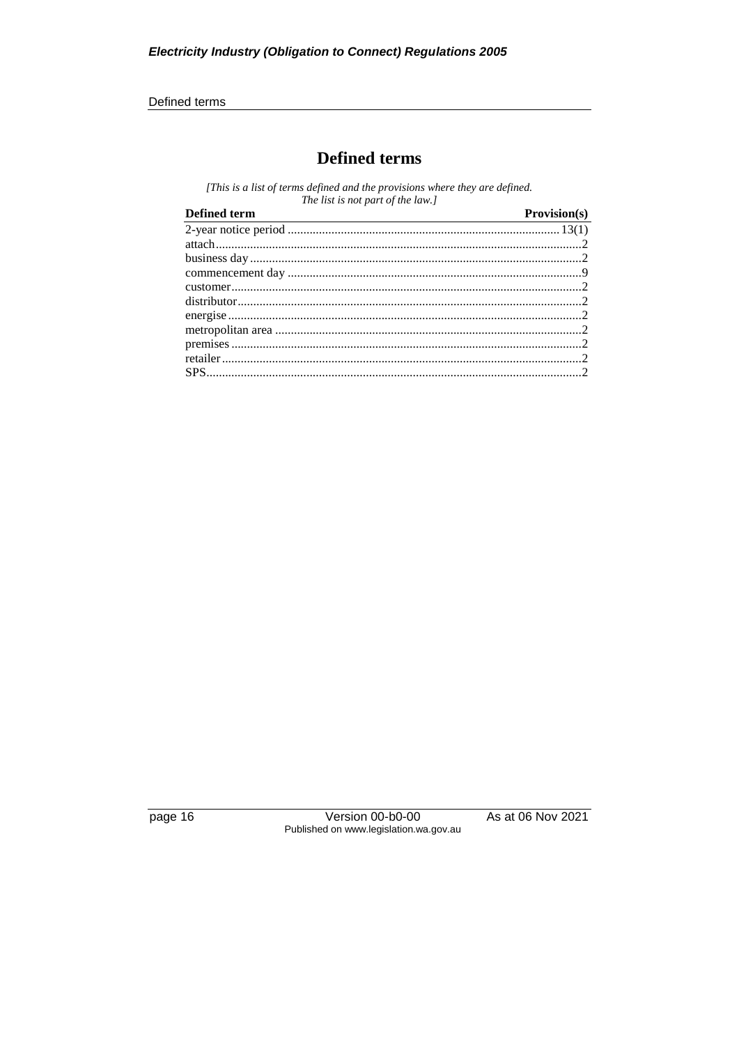# Defined terms

*[This is a list of terms defined and the provisions where they are defined. The list is not part of the law.]*

| Defined term | Provision(s) |
|---|---|
| 2-year notice period | 13(1) |
| attach | 2 |
| business day | 2 |
| commencement day | 9 |
| customer | 2 |
| distributor | 2 |
| energise | 2 |
| metropolitan area | 2 |
| premises | 2 |
| retailer | 2 |
| SPS | 2 |